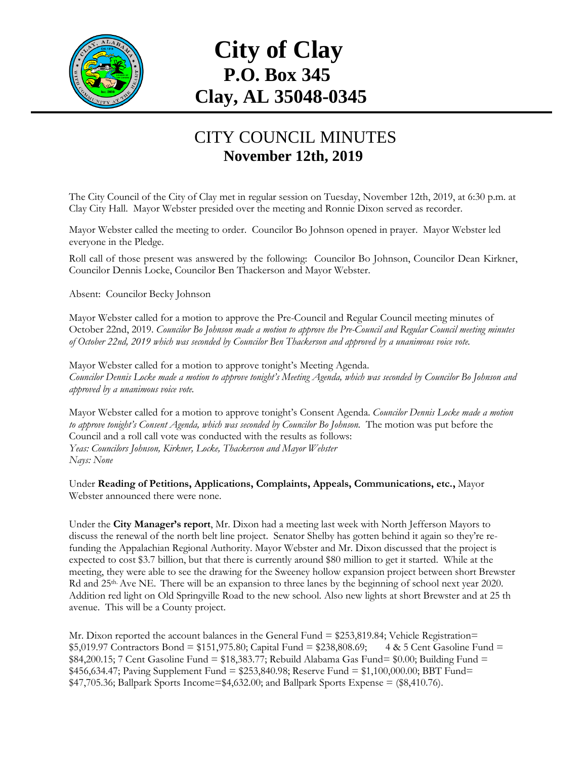# City of Clay
## P.O. Box 345
## Clay, AL 35048-0345

## CITY COUNCIL MINUTES
### November 12th, 2019

The City Council of the City of Clay met in regular session on Tuesday, November 12th, 2019, at 6:30 p.m. at Clay City Hall. Mayor Webster presided over the meeting and Ronnie Dixon served as recorder.

Mayor Webster called the meeting to order. Councilor Bo Johnson opened in prayer. Mayor Webster led everyone in the Pledge.

Roll call of those present was answered by the following: Councilor Bo Johnson, Councilor Dean Kirkner, Councilor Dennis Locke, Councilor Ben Thackerson and Mayor Webster.

Absent: Councilor Becky Johnson

Mayor Webster called for a motion to approve the Pre-Council and Regular Council meeting minutes of October 22nd, 2019. *Councilor Bo Johnson made a motion to approve the Pre-Council and Regular Council meeting minutes of October 22nd, 2019 which was seconded by Councilor Ben Thackerson and approved by a unanimous voice vote.*

Mayor Webster called for a motion to approve tonight's Meeting Agenda.
*Councilor Dennis Locke made a motion to approve tonight's Meeting Agenda, which was seconded by Councilor Bo Johnson and approved by a unanimous voice vote.*

Mayor Webster called for a motion to approve tonight's Consent Agenda. *Councilor Dennis Locke made a motion to approve tonight's Consent Agenda, which was seconded by Councilor Bo Johnson.* The motion was put before the Council and a roll call vote was conducted with the results as follows:
*Yeas: Councilors Johnson, Kirkner, Locke, Thackerson and Mayor Webster*
*Nays: None*

Under **Reading of Petitions, Applications, Complaints, Appeals, Communications, etc.,** Mayor Webster announced there were none.

Under the **City Manager's report**, Mr. Dixon had a meeting last week with North Jefferson Mayors to discuss the renewal of the north belt line project. Senator Shelby has gotten behind it again so they're re-funding the Appalachian Regional Authority. Mayor Webster and Mr. Dixon discussed that the project is expected to cost $3.7 billion, but that there is currently around $80 million to get it started. While at the meeting, they were able to see the drawing for the Sweeney hollow expansion project between short Brewster Rd and 25th. Ave NE. There will be an expansion to three lanes by the beginning of school next year 2020. Addition red light on Old Springville Road to the new school. Also new lights at short Brewster and at 25 th avenue. This will be a County project.

Mr. Dixon reported the account balances in the General Fund = $253,819.84; Vehicle Registration= $5,019.97 Contractors Bond = $151,975.80; Capital Fund = $238,808.69; 4 & 5 Cent Gasoline Fund = $84,200.15; 7 Cent Gasoline Fund = $18,383.77; Rebuild Alabama Gas Fund= $0.00; Building Fund = $456,634.47; Paving Supplement Fund = $253,840.98; Reserve Fund = $1,100,000.00; BBT Fund= $47,705.36; Ballpark Sports Income=$4,632.00; and Ballpark Sports Expense = ($8,410.76).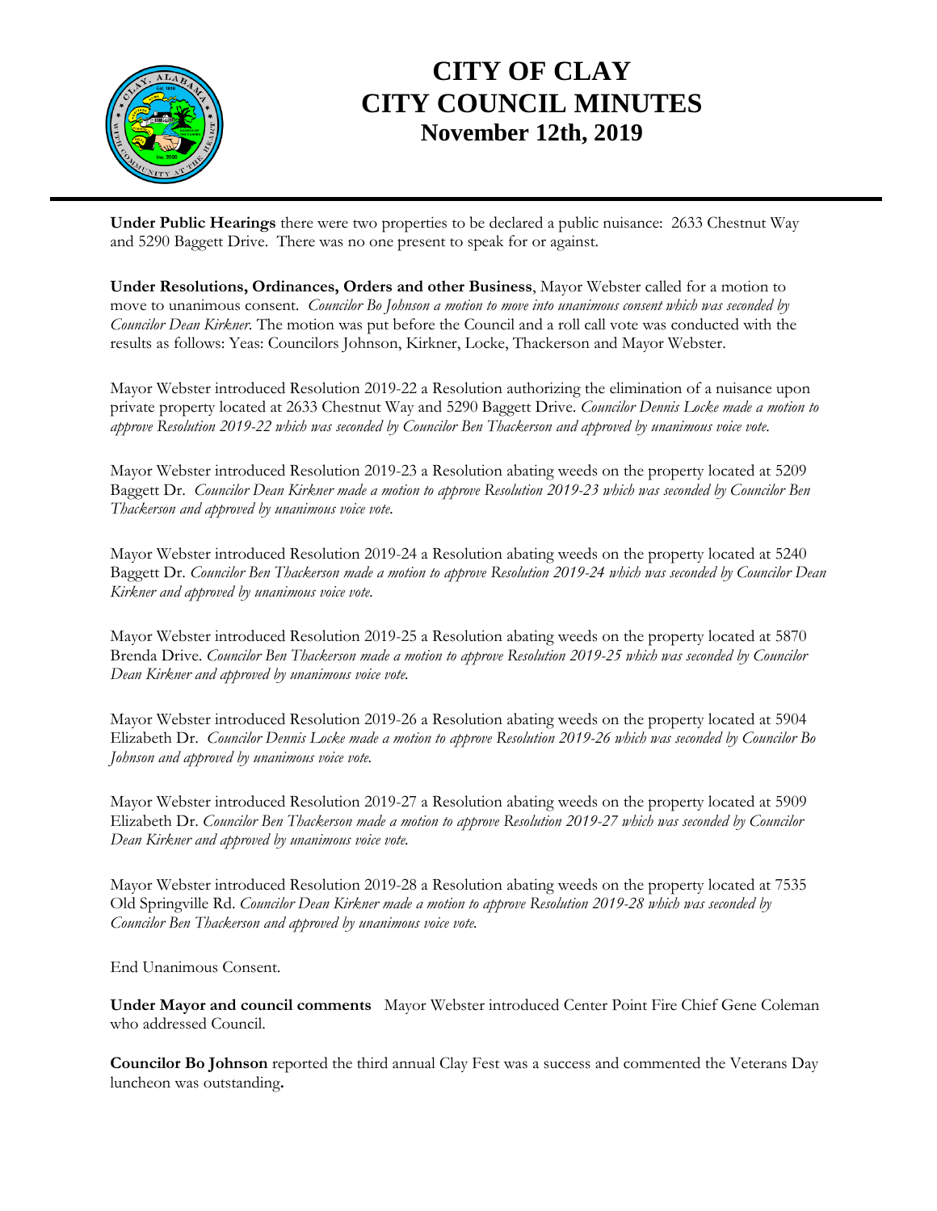# CITY OF CLAY
# CITY COUNCIL MINUTES
## November 12th, 2019

**Under Public Hearings** there were two properties to be declared a public nuisance: 2633 Chestnut Way and 5290 Baggett Drive. There was no one present to speak for or against.

**Under Resolutions, Ordinances, Orders and other Business**, Mayor Webster called for a motion to move to unanimous consent. *Councilor Bo Johnson a motion to move into unanimous consent which was seconded by Councilor Dean Kirkner.* The motion was put before the Council and a roll call vote was conducted with the results as follows: Yeas: Councilors Johnson, Kirkner, Locke, Thackerson and Mayor Webster.

Mayor Webster introduced Resolution 2019-22 a Resolution authorizing the elimination of a nuisance upon private property located at 2633 Chestnut Way and 5290 Baggett Drive. *Councilor Dennis Locke made a motion to approve Resolution 2019-22 which was seconded by Councilor Ben Thackerson and approved by unanimous voice vote.*

Mayor Webster introduced Resolution 2019-23 a Resolution abating weeds on the property located at 5209 Baggett Dr. *Councilor Dean Kirkner made a motion to approve Resolution 2019-23 which was seconded by Councilor Ben Thackerson and approved by unanimous voice vote.*

Mayor Webster introduced Resolution 2019-24 a Resolution abating weeds on the property located at 5240 Baggett Dr. *Councilor Ben Thackerson made a motion to approve Resolution 2019-24 which was seconded by Councilor Dean Kirkner and approved by unanimous voice vote.*

Mayor Webster introduced Resolution 2019-25 a Resolution abating weeds on the property located at 5870 Brenda Drive. *Councilor Ben Thackerson made a motion to approve Resolution 2019-25 which was seconded by Councilor Dean Kirkner and approved by unanimous voice vote.*

Mayor Webster introduced Resolution 2019-26 a Resolution abating weeds on the property located at 5904 Elizabeth Dr. *Councilor Dennis Locke made a motion to approve Resolution 2019-26 which was seconded by Councilor Bo Johnson and approved by unanimous voice vote.*

Mayor Webster introduced Resolution 2019-27 a Resolution abating weeds on the property located at 5909 Elizabeth Dr. *Councilor Ben Thackerson made a motion to approve Resolution 2019-27 which was seconded by Councilor Dean Kirkner and approved by unanimous voice vote.*

Mayor Webster introduced Resolution 2019-28 a Resolution abating weeds on the property located at 7535 Old Springville Rd. *Councilor Dean Kirkner made a motion to approve Resolution 2019-28 which was seconded by Councilor Ben Thackerson and approved by unanimous voice vote.*

End Unanimous Consent.

**Under Mayor and council comments** Mayor Webster introduced Center Point Fire Chief Gene Coleman who addressed Council.

**Councilor Bo Johnson** reported the third annual Clay Fest was a success and commented the Veterans Day luncheon was outstanding**.**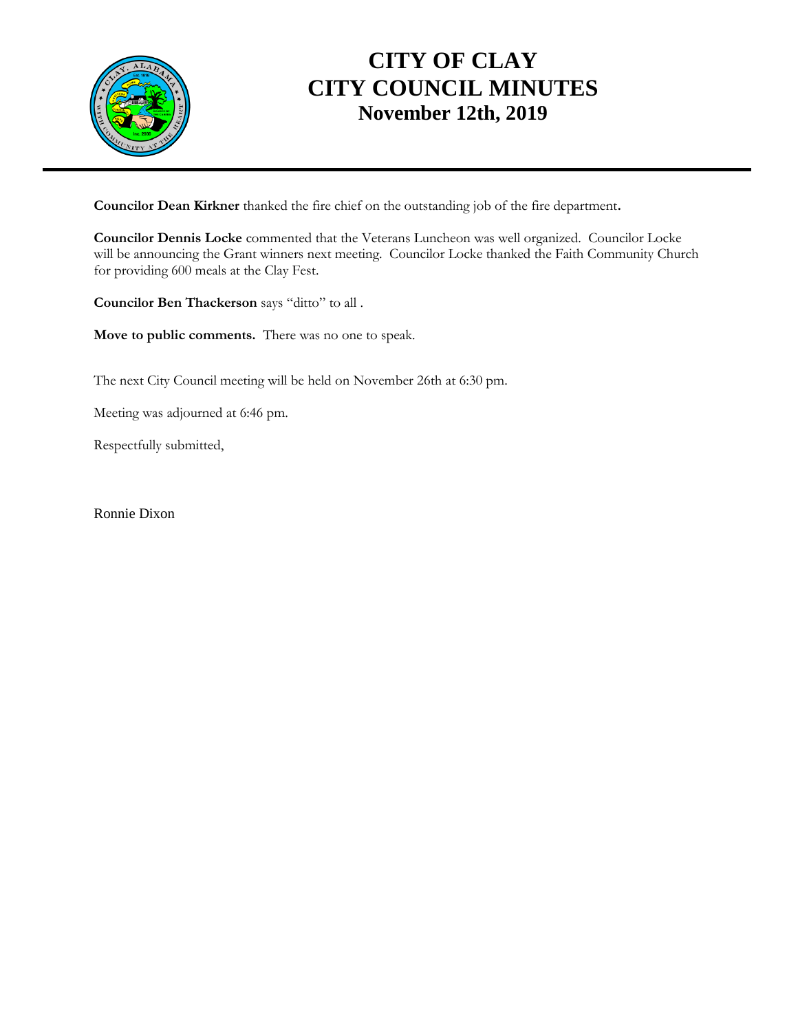**Councilor Dean Kirkner** thanked the fire chief on the outstanding job of the fire department**.**

**Councilor Dennis Locke** commented that the Veterans Luncheon was well organized. Councilor Locke will be announcing the Grant winners next meeting. Councilor Locke thanked the Faith Community Church for providing 600 meals at the Clay Fest.

**Councilor Ben Thackerson** says "ditto" to all .

**Move to public comments.** There was no one to speak.

The next City Council meeting will be held on November 26th at 6:30 pm.

Meeting was adjourned at 6:46 pm.

Respectfully submitted,

Ronnie Dixon